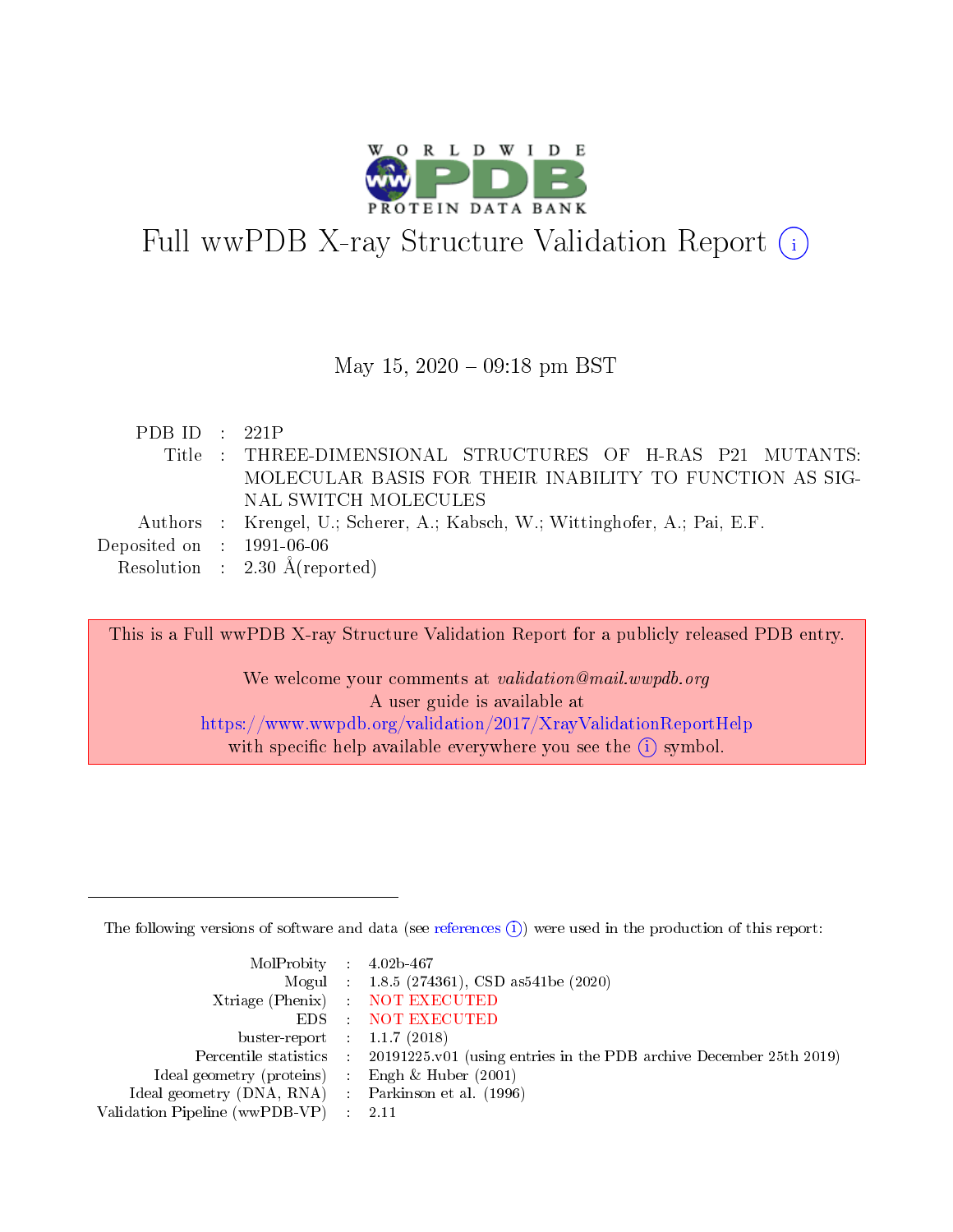# Full wwPDB X-ray Structure Validation Report (i)

May 15, 2020 – 09:18 pm BST

| | | |
|---|---|---|
| PDB ID | : | 221P |
| Title | : | THREE-DIMENSIONAL STRUCTURES OF H-RAS P21 MUTANTS: MOLECULAR BASIS FOR THEIR INABILITY TO FUNCTION AS SIGNAL SWITCH MOLECULES |
| Authors | : | Krengel, U.; Scherer, A.; Kabsch, W.; Wittinghofer, A.; Pai, E.F. |
| Deposited on | : | 1991-06-06 |
| Resolution | : | 2.30 Å(reported) |

This is a Full wwPDB X-ray Structure Validation Report for a publicly released PDB entry.

We welcome your comments at *validation@mail.wwpdb.org*
A user guide is available at
https://www.wwpdb.org/validation/2017/XrayValidationReportHelp
with specific help available everywhere you see the (i) symbol.

---

The following versions of software and data (see references (i)) were used in the production of this report:

| | | |
|---|---|---|
| MolProbity | : | 4.02b-467 |
| Mogul | : | 1.8.5 (274361), CSD as541be (2020) |
| Xtriage (Phenix) | : | NOT EXECUTED |
| EDS | : | NOT EXECUTED |
| buster-report | : | 1.1.7 (2018) |
| Percentile statistics | : | 20191225.v01 (using entries in the PDB archive December 25th 2019) |
| Ideal geometry (proteins) | : | Engh & Huber (2001) |
| Ideal geometry (DNA, RNA) | : | Parkinson et al. (1996) |
| Validation Pipeline (wwPDB-VP) | : | 2.11 |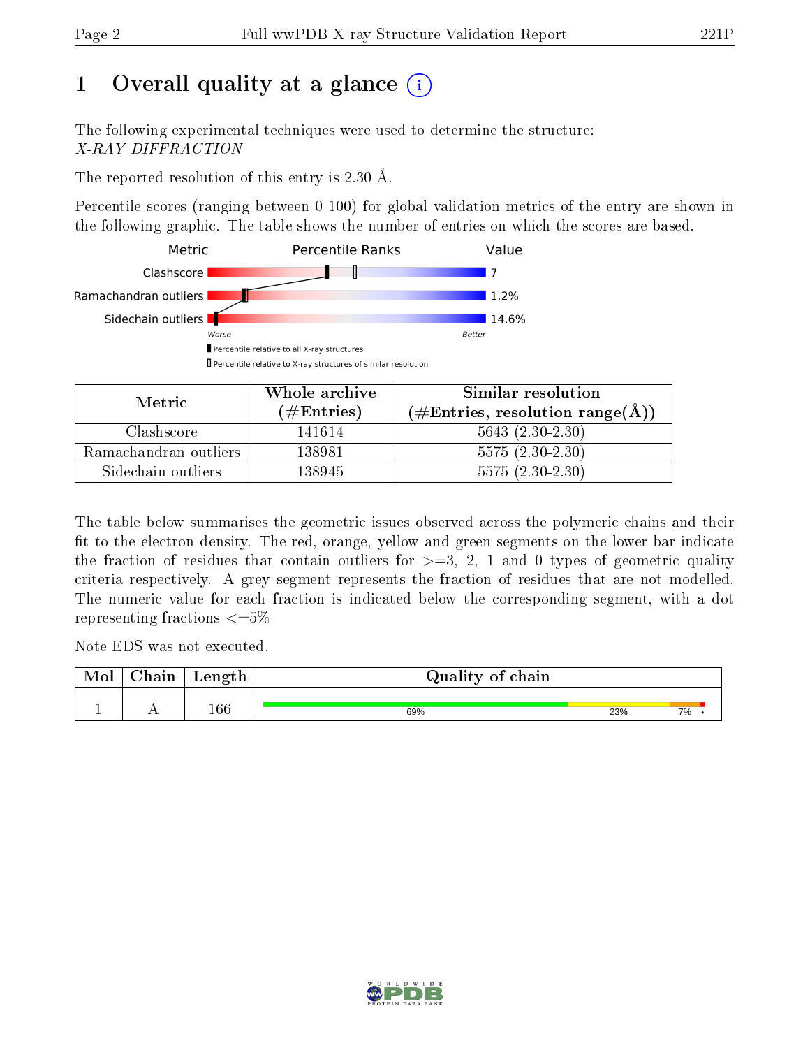# 1 Overall quality at a glance (i)

The following experimental techniques were used to determine the structure:
*X-RAY DIFFRACTION*

The reported resolution of this entry is 2.30 Å.

Percentile scores (ranging between 0-100) for global validation metrics of the entry are shown in the following graphic. The table shows the number of entries on which the scores are based.

| Metric | Percentile Ranks | Value |
|---|---|---|
| Clashscore | | 7 |
| Ramachandran outliers | | 1.2% |
| Sidechain outliers | | 14.6% |

Worse — Better

▮ Percentile relative to all X-ray structures
▯ Percentile relative to X-ray structures of similar resolution

| Metric | Whole archive (#Entries) | Similar resolution (#Entries, resolution range(Å)) |
|---|---|---|
| Clashscore | 141614 | 5643 (2.30-2.30) |
| Ramachandran outliers | 138981 | 5575 (2.30-2.30) |
| Sidechain outliers | 138945 | 5575 (2.30-2.30) |

The table below summarises the geometric issues observed across the polymeric chains and their fit to the electron density. The red, orange, yellow and green segments on the lower bar indicate the fraction of residues that contain outliers for >=3, 2, 1 and 0 types of geometric quality criteria respectively. A grey segment represents the fraction of residues that are not modelled. The numeric value for each fraction is indicated below the corresponding segment, with a dot representing fractions <=5%

Note EDS was not executed.

| Mol | Chain | Length | Quality of chain |
|---|---|---|---|
| 1 | A | 166 | 69% 23% 7% • |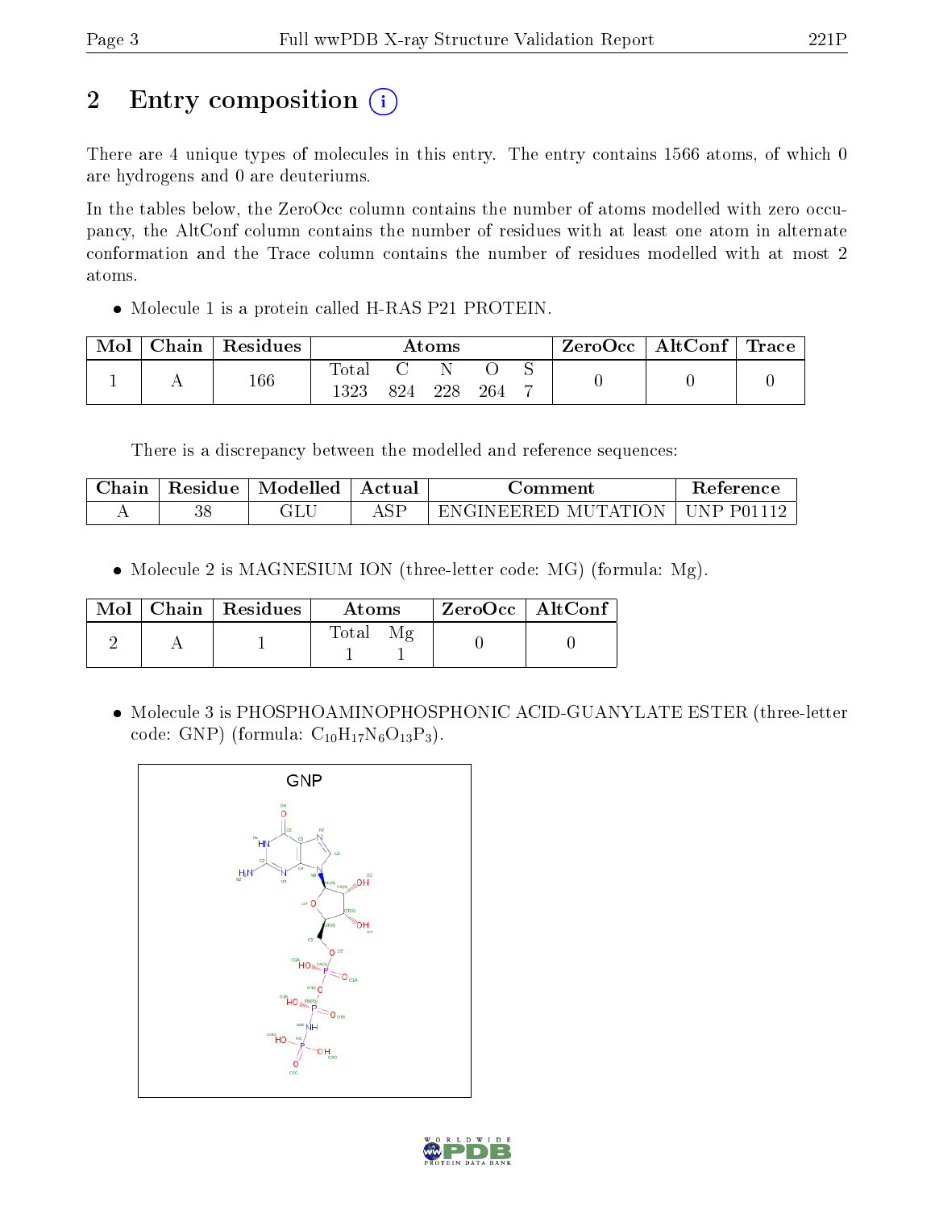## 2 Entry composition

There are 4 unique types of molecules in this entry. The entry contains 1566 atoms, of which 0 are hydrogens and 0 are deuteriums.

In the tables below, the ZeroOcc column contains the number of atoms modelled with zero occupancy, the AltConf column contains the number of residues with at least one atom in alternate conformation and the Trace column contains the number of residues modelled with at most 2 atoms.

- Molecule 1 is a protein called H-RAS P21 PROTEIN.

| Mol | Chain | Residues | Atoms | | | | | ZeroOcc | AltConf | Trace |
|---|---|---|---|---|---|---|---|---|---|---|
| 1 | A | 166 | Total<br>1323 | C<br>824 | N<br>228 | O<br>264 | S<br>7 | 0 | 0 | 0 |

There is a discrepancy between the modelled and reference sequences:

| Chain | Residue | Modelled | Actual | Comment | Reference |
|---|---|---|---|---|---|
| A | 38 | GLU | ASP | ENGINEERED MUTATION | UNP P01112 |

- Molecule 2 is MAGNESIUM ION (three-letter code: MG) (formula: Mg).

| Mol | Chain | Residues | Atoms | | ZeroOcc | AltConf |
|---|---|---|---|---|---|---|
| 2 | A | 1 | Total<br>1 | Mg<br>1 | 0 | 0 |

- Molecule 3 is PHOSPHOAMINOPHOSPHONIC ACID-GUANYLATE ESTER (three-letter code: GNP) (formula: $C_{10}H_{17}N_6O_{13}P_3$).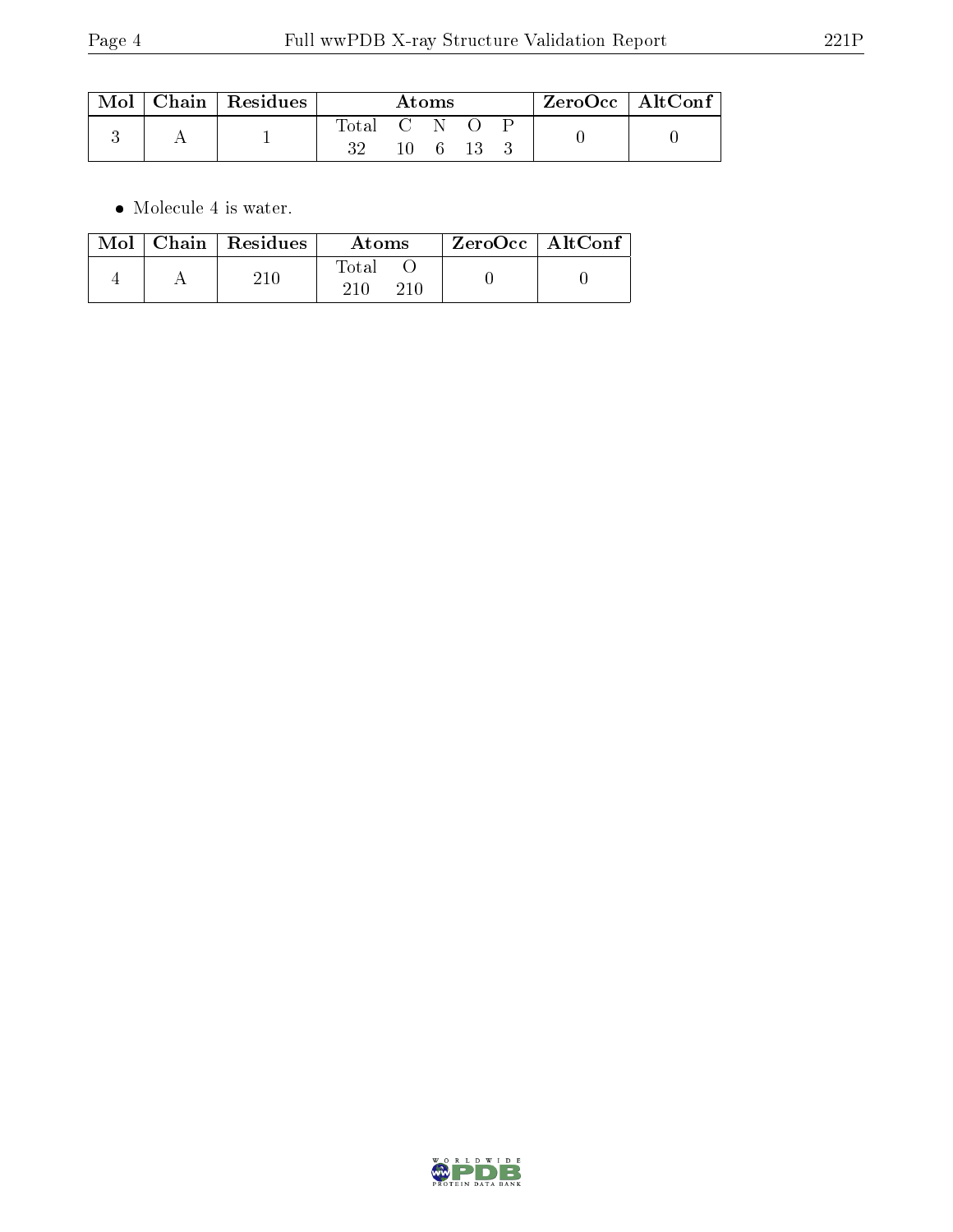| Mol | Chain | Residues | Atoms | | | | | ZeroOcc | AltConf |
|---|---|---|---|---|---|---|---|---|---|
| | | | Total | C | N | O | P | | |
| 3 | A | 1 | 32 | 10 | 6 | 13 | 3 | 0 | 0 |

- Molecule 4 is water.

| Mol | Chain | Residues | Atoms | | ZeroOcc | AltConf |
|---|---|---|---|---|---|---|
| | | | Total | O | | |
| 4 | A | 210 | 210 | 210 | 0 | 0 |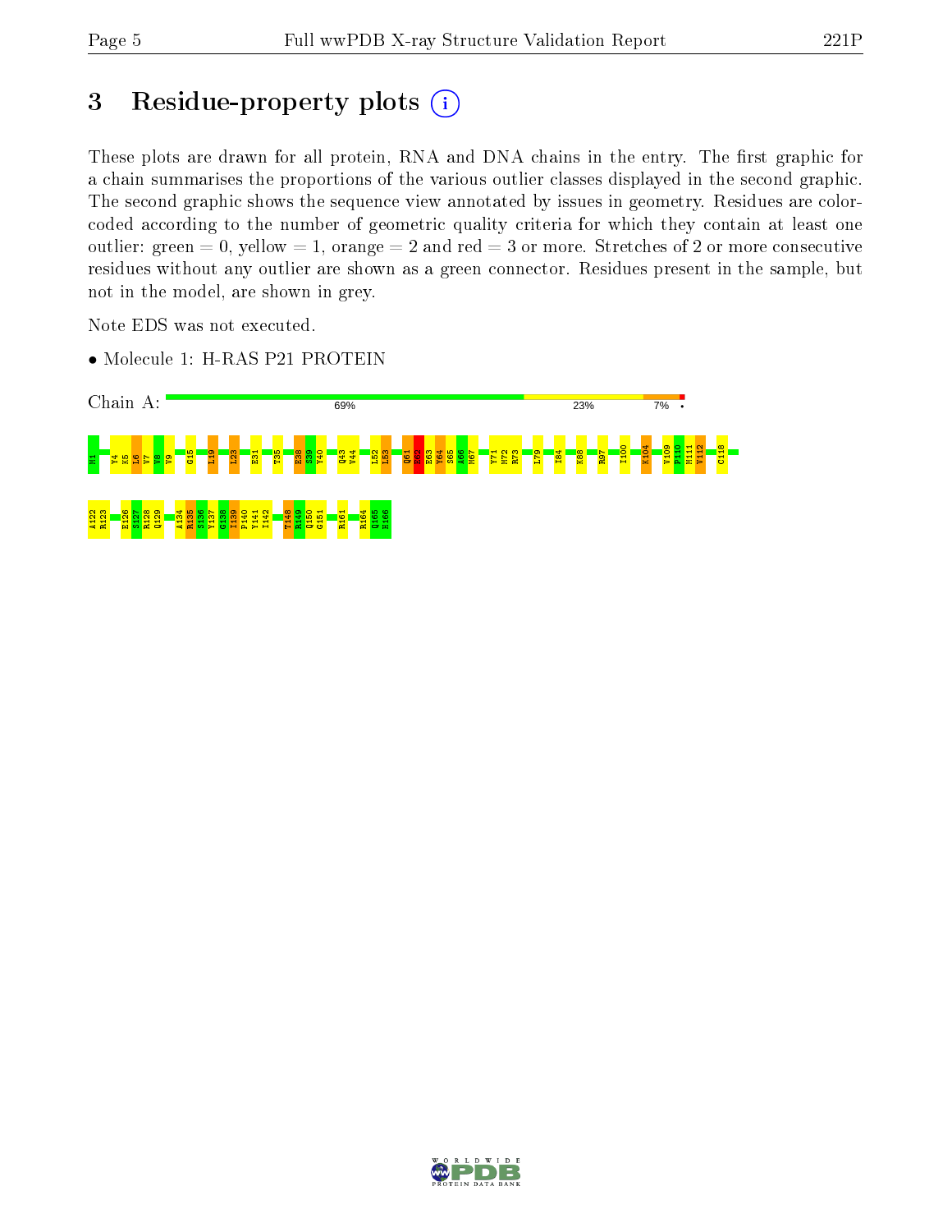# 3 Residue-property plots

These plots are drawn for all protein, RNA and DNA chains in the entry. The first graphic for a chain summarises the proportions of the various outlier classes displayed in the second graphic. The second graphic shows the sequence view annotated by issues in geometry. Residues are color-coded according to the number of geometric quality criteria for which they contain at least one outlier: green = 0, yellow = 1, orange = 2 and red = 3 or more. Stretches of 2 or more consecutive residues without any outlier are shown as a green connector. Residues present in the sample, but not in the model, are shown in grey.

Note EDS was not executed.

- Molecule 1: H-RAS P21 PROTEIN

Chain A: 69% 23% 7% •

M1 Y4 K5 L6 V7 V8 V9 G15 L19 L23 E31 T35 E38 S39 Y40 Q43 V44 L52 L53 Q61 E62 E63 Y64 S65 A66 M67 Y71 M72 R73 L79 I84 K88 R97 I100 K104 V109 P110 M111 V112 C118 A122 R123 E126 S127 R128 Q129 A134 R135 S136 Y137 G138 I139 P140 Y141 I142 T148 R149 Q150 G151 R161 R164 Q165 H166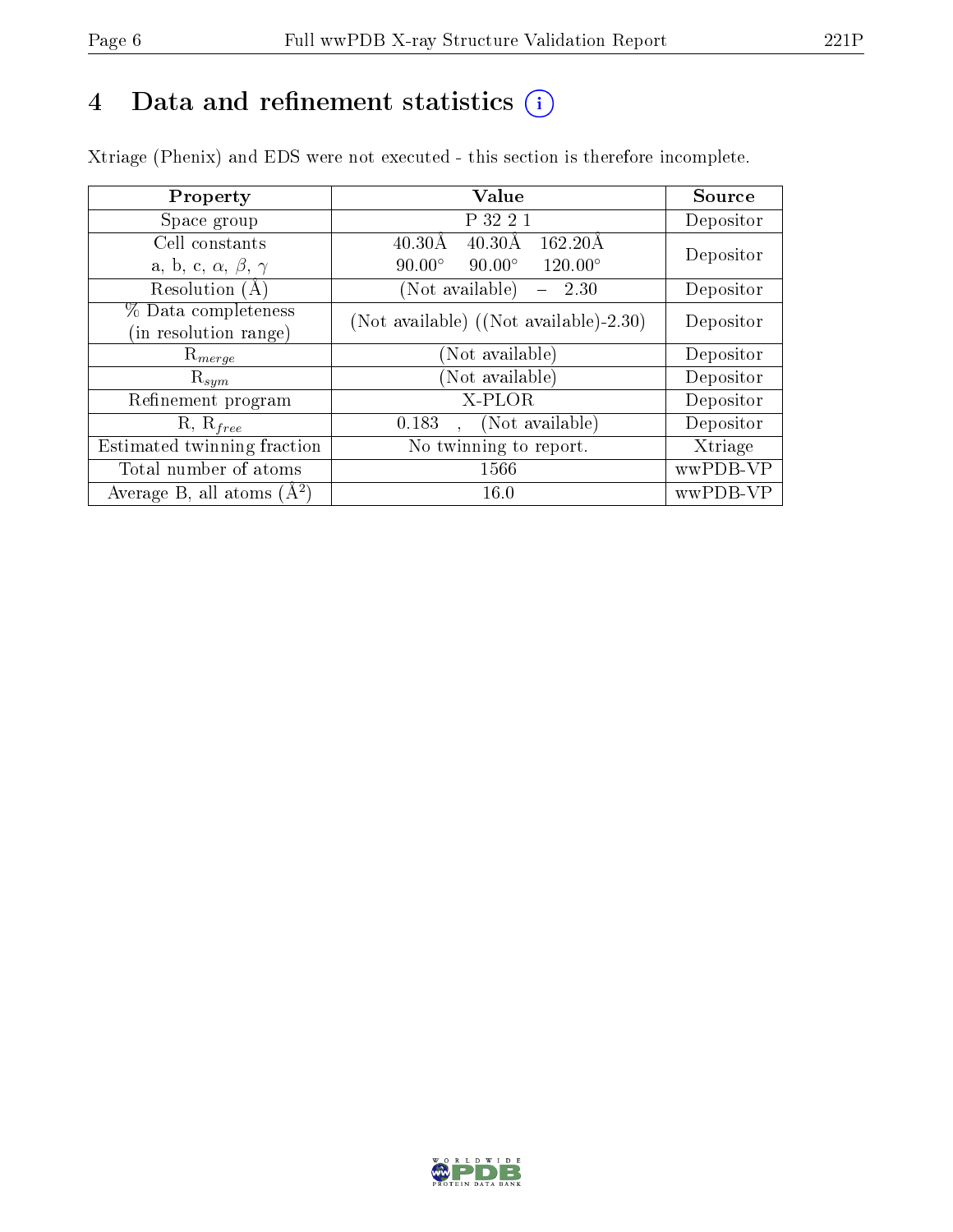# 4 Data and refinement statistics (i)

Xtriage (Phenix) and EDS were not executed - this section is therefore incomplete.

| Property | Value | Source |
|---|---|---|
| Space group | P 32 2 1 | Depositor |
| Cell constants<br>a, b, c, $\alpha$, $\beta$, $\gamma$ | 40.30Å 40.30Å 162.20Å<br>90.00° 90.00° 120.00° | Depositor |
| Resolution (Å) | (Not available) – 2.30 | Depositor |
| % Data completeness<br>(in resolution range) | (Not available) ((Not available)-2.30) | Depositor |
| $R_{merge}$ | (Not available) | Depositor |
| $R_{sym}$ | (Not available) | Depositor |
| Refinement program | X-PLOR | Depositor |
| R, $R_{free}$ | 0.183 , (Not available) | Depositor |
| Estimated twinning fraction | No twinning to report. | Xtriage |
| Total number of atoms | 1566 | wwPDB-VP |
| Average B, all atoms (Å$^2$) | 16.0 | wwPDB-VP |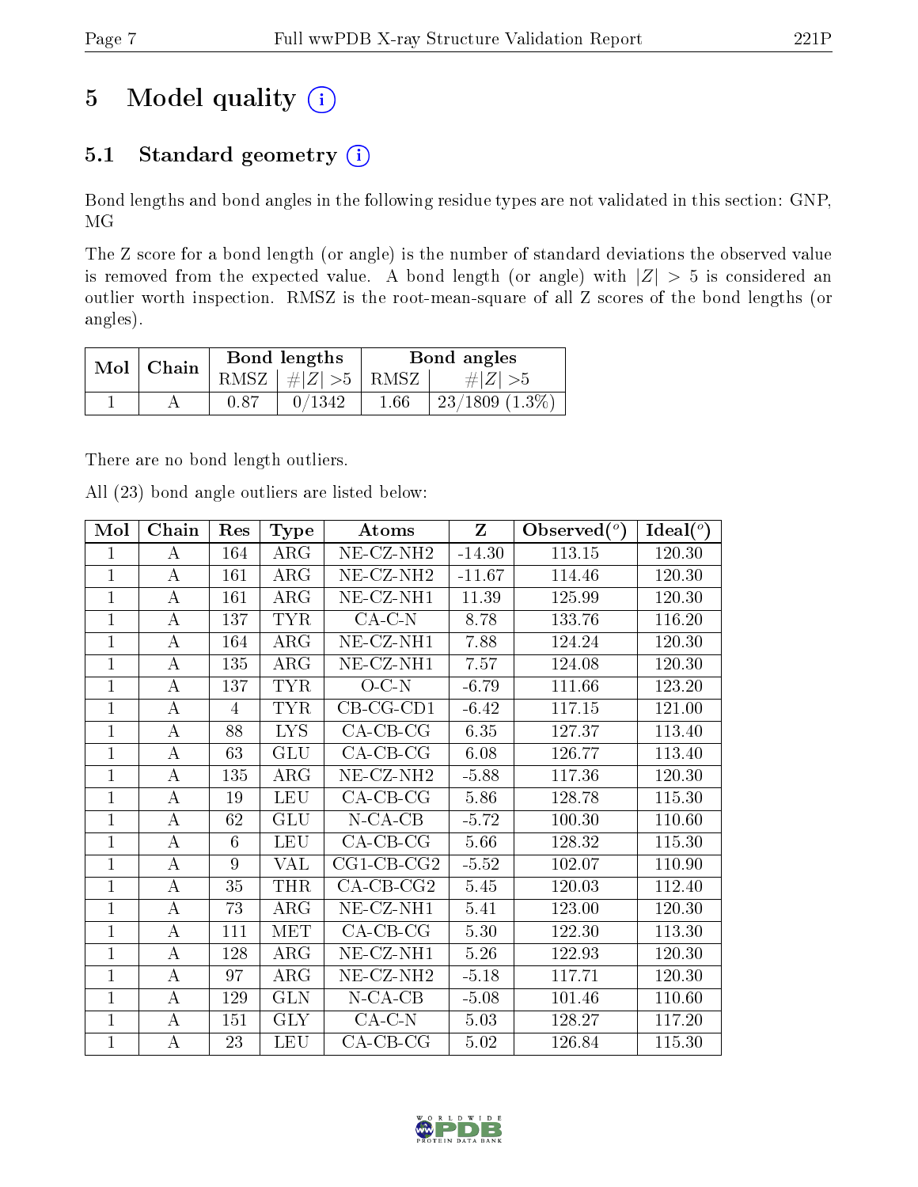# 5 Model quality

## 5.1 Standard geometry

Bond lengths and bond angles in the following residue types are not validated in this section: GNP, MG

The Z score for a bond length (or angle) is the number of standard deviations the observed value is removed from the expected value. A bond length (or angle) with $|Z| > 5$ is considered an outlier worth inspection. RMSZ is the root-mean-square of all Z scores of the bond lengths (or angles).

| Mol | Chain | Bond lengths | | Bond angles | |
|---|---|---|---|---|---|
| | | RMSZ | $\#\|Z\|>5$ | RMSZ | $\#\|Z\|>5$ |
| 1 | A | 0.87 | 0/1342 | 1.66 | 23/1809 (1.3%) |

There are no bond length outliers.

All (23) bond angle outliers are listed below:

| Mol | Chain | Res | Type | Atoms | Z | Observed(°) | Ideal(°) |
|---|---|---|---|---|---|---|---|
| 1 | A | 164 | ARG | NE-CZ-NH2 | -14.30 | 113.15 | 120.30 |
| 1 | A | 161 | ARG | NE-CZ-NH2 | -11.67 | 114.46 | 120.30 |
| 1 | A | 161 | ARG | NE-CZ-NH1 | 11.39 | 125.99 | 120.30 |
| 1 | A | 137 | TYR | CA-C-N | 8.78 | 133.76 | 116.20 |
| 1 | A | 164 | ARG | NE-CZ-NH1 | 7.88 | 124.24 | 120.30 |
| 1 | A | 135 | ARG | NE-CZ-NH1 | 7.57 | 124.08 | 120.30 |
| 1 | A | 137 | TYR | O-C-N | -6.79 | 111.66 | 123.20 |
| 1 | A | 4 | TYR | CB-CG-CD1 | -6.42 | 117.15 | 121.00 |
| 1 | A | 88 | LYS | CA-CB-CG | 6.35 | 127.37 | 113.40 |
| 1 | A | 63 | GLU | CA-CB-CG | 6.08 | 126.77 | 113.40 |
| 1 | A | 135 | ARG | NE-CZ-NH2 | -5.88 | 117.36 | 120.30 |
| 1 | A | 19 | LEU | CA-CB-CG | 5.86 | 128.78 | 115.30 |
| 1 | A | 62 | GLU | N-CA-CB | -5.72 | 100.30 | 110.60 |
| 1 | A | 6 | LEU | CA-CB-CG | 5.66 | 128.32 | 115.30 |
| 1 | A | 9 | VAL | CG1-CB-CG2 | -5.52 | 102.07 | 110.90 |
| 1 | A | 35 | THR | CA-CB-CG2 | 5.45 | 120.03 | 112.40 |
| 1 | A | 73 | ARG | NE-CZ-NH1 | 5.41 | 123.00 | 120.30 |
| 1 | A | 111 | MET | CA-CB-CG | 5.30 | 122.30 | 113.30 |
| 1 | A | 128 | ARG | NE-CZ-NH1 | 5.26 | 122.93 | 120.30 |
| 1 | A | 97 | ARG | NE-CZ-NH2 | -5.18 | 117.71 | 120.30 |
| 1 | A | 129 | GLN | N-CA-CB | -5.08 | 101.46 | 110.60 |
| 1 | A | 151 | GLY | CA-C-N | 5.03 | 128.27 | 117.20 |
| 1 | A | 23 | LEU | CA-CB-CG | 5.02 | 126.84 | 115.30 |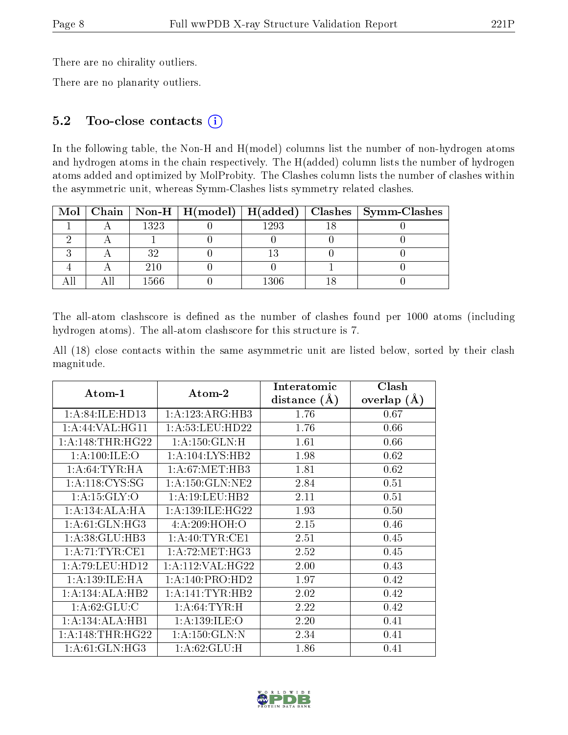There are no chirality outliers.

There are no planarity outliers.

### 5.2 Too-close contacts (i)

In the following table, the Non-H and H(model) columns list the number of non-hydrogen atoms and hydrogen atoms in the chain respectively. The H(added) column lists the number of hydrogen atoms added and optimized by MolProbity. The Clashes column lists the number of clashes within the asymmetric unit, whereas Symm-Clashes lists symmetry related clashes.

| Mol | Chain | Non-H | H(model) | H(added) | Clashes | Symm-Clashes |
|---|---|---|---|---|---|---|
| 1 | A | 1323 | 0 | 1293 | 18 | 0 |
| 2 | A | 1 | 0 | 0 | 0 | 0 |
| 3 | A | 32 | 0 | 13 | 0 | 0 |
| 4 | A | 210 | 0 | 0 | 1 | 0 |
| All | All | 1566 | 0 | 1306 | 18 | 0 |

The all-atom clashscore is defined as the number of clashes found per 1000 atoms (including hydrogen atoms). The all-atom clashscore for this structure is 7.

All (18) close contacts within the same asymmetric unit are listed below, sorted by their clash magnitude.

| Atom-1 | Atom-2 | Interatomic distance (Å) | Clash overlap (Å) |
|---|---|---|---|
| 1:A:84:ILE:HD13 | 1:A:123:ARG:HB3 | 1.76 | 0.67 |
| 1:A:44:VAL:HG11 | 1:A:53:LEU:HD22 | 1.76 | 0.66 |
| 1:A:148:THR:HG22 | 1:A:150:GLN:H | 1.61 | 0.66 |
| 1:A:100:ILE:O | 1:A:104:LYS:HB2 | 1.98 | 0.62 |
| 1:A:64:TYR:HA | 1:A:67:MET:HB3 | 1.81 | 0.62 |
| 1:A:118:CYS:SG | 1:A:150:GLN:NE2 | 2.84 | 0.51 |
| 1:A:15:GLY:O | 1:A:19:LEU:HB2 | 2.11 | 0.51 |
| 1:A:134:ALA:HA | 1:A:139:ILE:HG22 | 1.93 | 0.50 |
| 1:A:61:GLN:HG3 | 4:A:209:HOH:O | 2.15 | 0.46 |
| 1:A:38:GLU:HB3 | 1:A:40:TYR:CE1 | 2.51 | 0.45 |
| 1:A:71:TYR:CE1 | 1:A:72:MET:HG3 | 2.52 | 0.45 |
| 1:A:79:LEU:HD12 | 1:A:112:VAL:HG22 | 2.00 | 0.43 |
| 1:A:139:ILE:HA | 1:A:140:PRO:HD2 | 1.97 | 0.42 |
| 1:A:134:ALA:HB2 | 1:A:141:TYR:HB2 | 2.02 | 0.42 |
| 1:A:62:GLU:C | 1:A:64:TYR:H | 2.22 | 0.42 |
| 1:A:134:ALA:HB1 | 1:A:139:ILE:O | 2.20 | 0.41 |
| 1:A:148:THR:HG22 | 1:A:150:GLN:N | 2.34 | 0.41 |
| 1:A:61:GLN:HG3 | 1:A:62:GLU:H | 1.86 | 0.41 |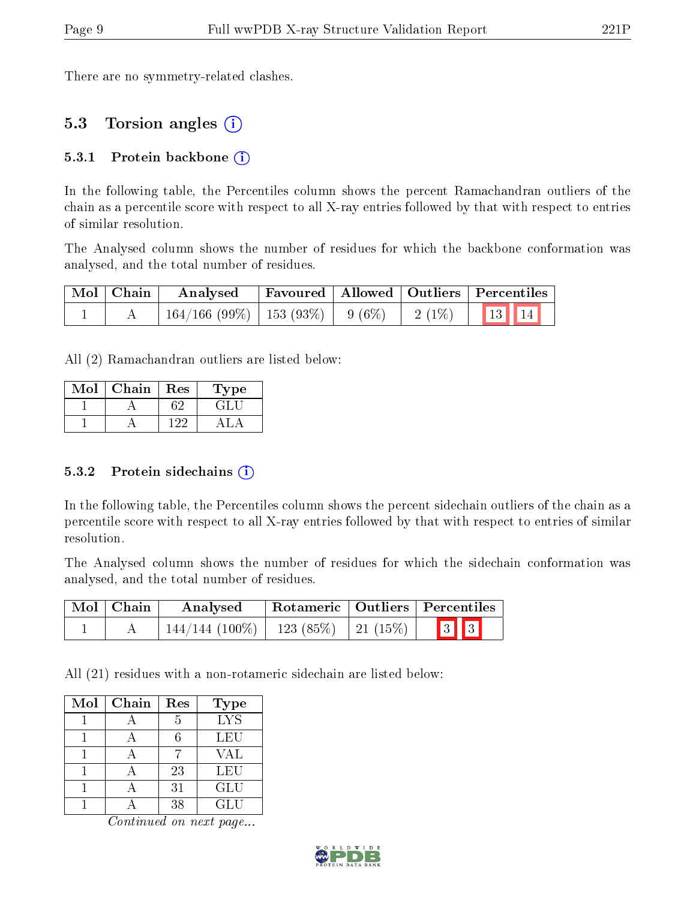There are no symmetry-related clashes.

## 5.3 Torsion angles (i)

### 5.3.1 Protein backbone (i)

In the following table, the Percentiles column shows the percent Ramachandran outliers of the chain as a percentile score with respect to all X-ray entries followed by that with respect to entries of similar resolution.

The Analysed column shows the number of residues for which the backbone conformation was analysed, and the total number of residues.

| Mol | Chain | Analysed | Favoured | Allowed | Outliers | Percentiles |
|---|---|---|---|---|---|---|
| 1 | A | 164/166 (99%) | 153 (93%) | 9 (6%) | 2 (1%) | 13 14 |

All (2) Ramachandran outliers are listed below:

| Mol | Chain | Res | Type |
|---|---|---|---|
| 1 | A | 62 | GLU |
| 1 | A | 122 | ALA |

### 5.3.2 Protein sidechains (i)

In the following table, the Percentiles column shows the percent sidechain outliers of the chain as a percentile score with respect to all X-ray entries followed by that with respect to entries of similar resolution.

The Analysed column shows the number of residues for which the sidechain conformation was analysed, and the total number of residues.

| Mol | Chain | Analysed | Rotameric | Outliers | Percentiles |
|---|---|---|---|---|---|
| 1 | A | 144/144 (100%) | 123 (85%) | 21 (15%) | 3 3 |

All (21) residues with a non-rotameric sidechain are listed below:

| Mol | Chain | Res | Type |
|---|---|---|---|
| 1 | A | 5 | LYS |
| 1 | A | 6 | LEU |
| 1 | A | 7 | VAL |
| 1 | A | 23 | LEU |
| 1 | A | 31 | GLU |
| 1 | A | 38 | GLU |

*Continued on next page...*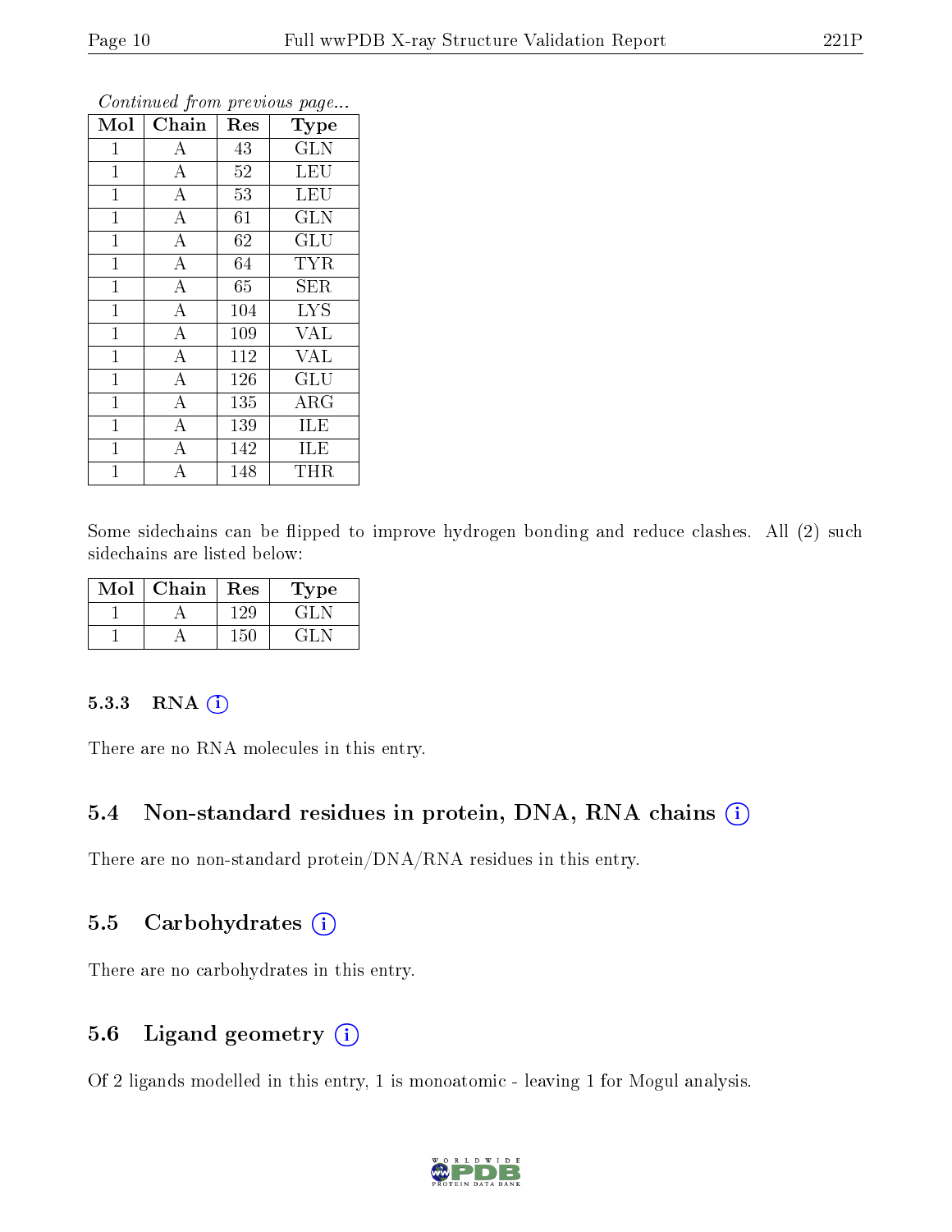*Continued from previous page...*

| Mol | Chain | Res | Type |
|---|---|---|---|
| 1 | A | 43 | GLN |
| 1 | A | 52 | LEU |
| 1 | A | 53 | LEU |
| 1 | A | 61 | GLN |
| 1 | A | 62 | GLU |
| 1 | A | 64 | TYR |
| 1 | A | 65 | SER |
| 1 | A | 104 | LYS |
| 1 | A | 109 | VAL |
| 1 | A | 112 | VAL |
| 1 | A | 126 | GLU |
| 1 | A | 135 | ARG |
| 1 | A | 139 | ILE |
| 1 | A | 142 | ILE |
| 1 | A | 148 | THR |

Some sidechains can be flipped to improve hydrogen bonding and reduce clashes. All (2) such sidechains are listed below:

| Mol | Chain | Res | Type |
|---|---|---|---|
| 1 | A | 129 | GLN |
| 1 | A | 150 | GLN |

### 5.3.3 RNA

There are no RNA molecules in this entry.

## 5.4 Non-standard residues in protein, DNA, RNA chains

There are no non-standard protein/DNA/RNA residues in this entry.

## 5.5 Carbohydrates

There are no carbohydrates in this entry.

## 5.6 Ligand geometry

Of 2 ligands modelled in this entry, 1 is monoatomic - leaving 1 for Mogul analysis.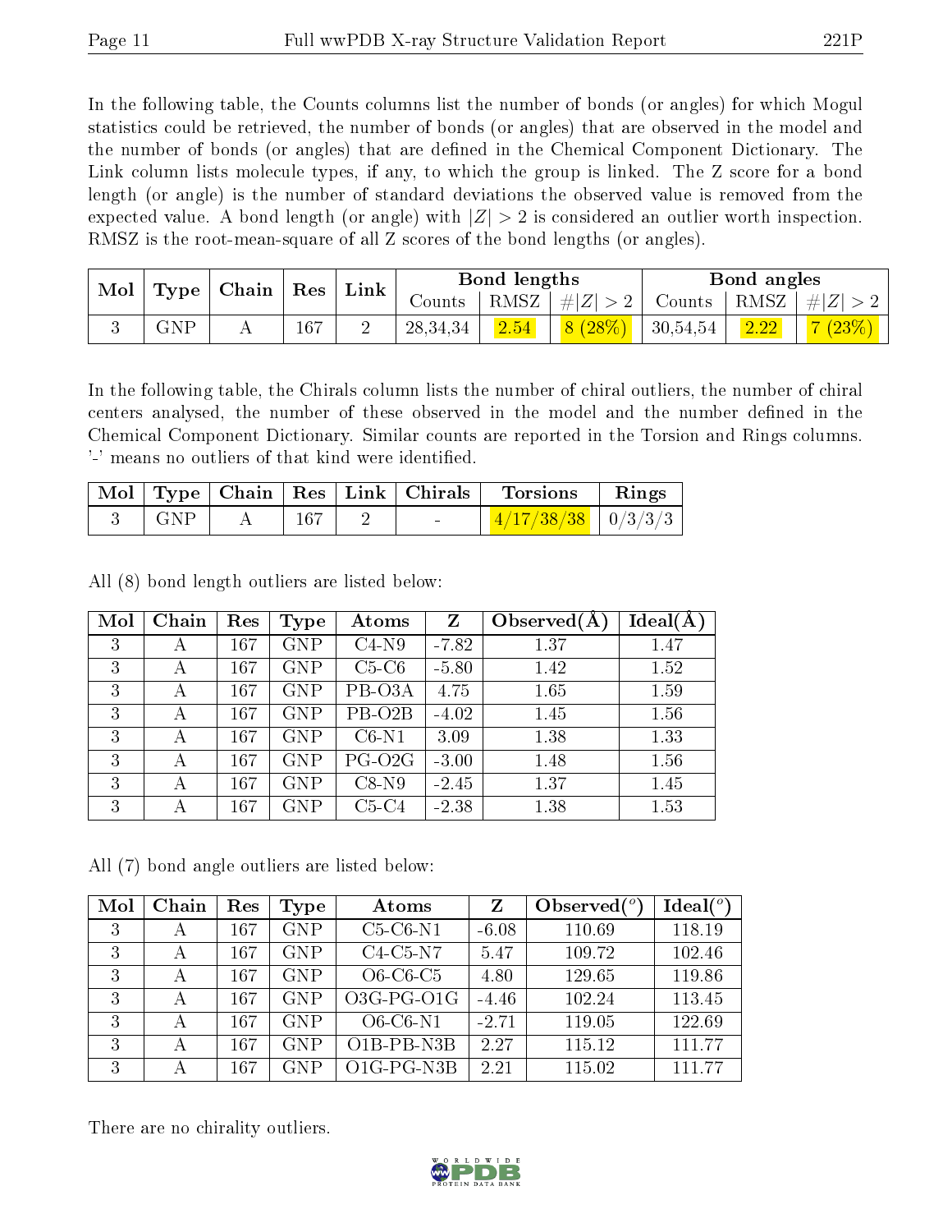In the following table, the Counts columns list the number of bonds (or angles) for which Mogul statistics could be retrieved, the number of bonds (or angles) that are observed in the model and the number of bonds (or angles) that are defined in the Chemical Component Dictionary. The Link column lists molecule types, if any, to which the group is linked. The Z score for a bond length (or angle) is the number of standard deviations the observed value is removed from the expected value. A bond length (or angle) with $|Z| > 2$ is considered an outlier worth inspection. RMSZ is the root-mean-square of all Z scores of the bond lengths (or angles).

| Mol | Type | Chain | Res | Link | Bond lengths | | | Bond angles | | |
|---|---|---|---|---|---|---|---|---|---|---|
| | | | | | Counts | RMSZ | $\#\|Z\| > 2$ | Counts | RMSZ | $\#\|Z\| > 2$ |
| 3 | GNP | A | 167 | 2 | 28,34,34 | 2.54 | 8 (28%) | 30,54,54 | 2.22 | 7 (23%) |

In the following table, the Chirals column lists the number of chiral outliers, the number of chiral centers analysed, the number of these observed in the model and the number defined in the Chemical Component Dictionary. Similar counts are reported in the Torsion and Rings columns. '-' means no outliers of that kind were identified.

| Mol | Type | Chain | Res | Link | Chirals | Torsions | Rings |
|---|---|---|---|---|---|---|---|
| 3 | GNP | A | 167 | 2 | - | 4/17/38/38 | 0/3/3/3 |

All (8) bond length outliers are listed below:

| Mol | Chain | Res | Type | Atoms | Z | Observed(Å) | Ideal(Å) |
|---|---|---|---|---|---|---|---|
| 3 | A | 167 | GNP | C4-N9 | -7.82 | 1.37 | 1.47 |
| 3 | A | 167 | GNP | C5-C6 | -5.80 | 1.42 | 1.52 |
| 3 | A | 167 | GNP | PB-O3A | 4.75 | 1.65 | 1.59 |
| 3 | A | 167 | GNP | PB-O2B | -4.02 | 1.45 | 1.56 |
| 3 | A | 167 | GNP | C6-N1 | 3.09 | 1.38 | 1.33 |
| 3 | A | 167 | GNP | PG-O2G | -3.00 | 1.48 | 1.56 |
| 3 | A | 167 | GNP | C8-N9 | -2.45 | 1.37 | 1.45 |
| 3 | A | 167 | GNP | C5-C4 | -2.38 | 1.38 | 1.53 |

All (7) bond angle outliers are listed below:

| Mol | Chain | Res | Type | Atoms | Z | Observed($^o$) | Ideal($^o$) |
|---|---|---|---|---|---|---|---|
| 3 | A | 167 | GNP | C5-C6-N1 | -6.08 | 110.69 | 118.19 |
| 3 | A | 167 | GNP | C4-C5-N7 | 5.47 | 109.72 | 102.46 |
| 3 | A | 167 | GNP | O6-C6-C5 | 4.80 | 129.65 | 119.86 |
| 3 | A | 167 | GNP | O3G-PG-O1G | -4.46 | 102.24 | 113.45 |
| 3 | A | 167 | GNP | O6-C6-N1 | -2.71 | 119.05 | 122.69 |
| 3 | A | 167 | GNP | O1B-PB-N3B | 2.27 | 115.12 | 111.77 |
| 3 | A | 167 | GNP | O1G-PG-N3B | 2.21 | 115.02 | 111.77 |

There are no chirality outliers.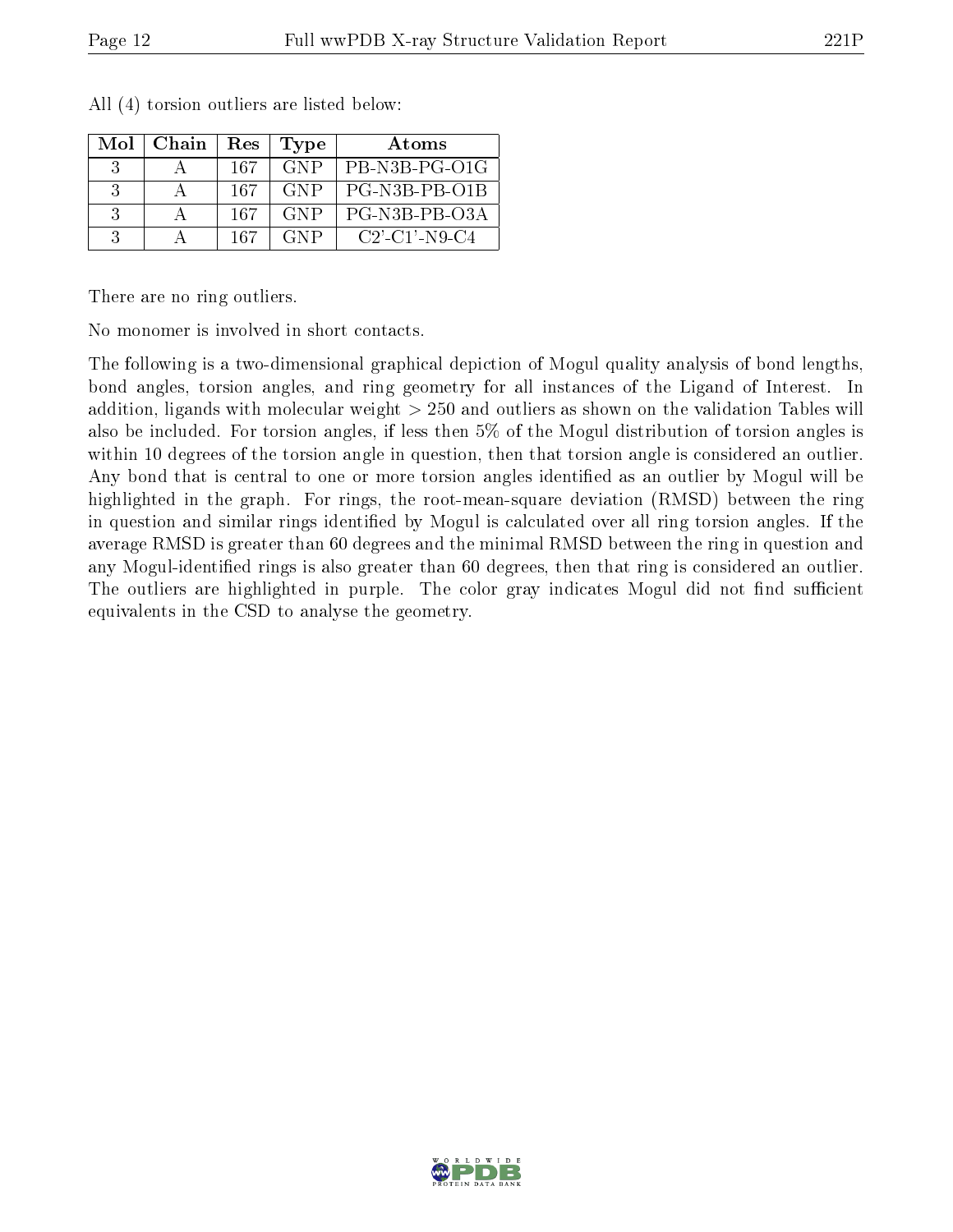All (4) torsion outliers are listed below:

| Mol | Chain | Res | Type | Atoms |
|---|---|---|---|---|
| 3 | A | 167 | GNP | PB-N3B-PG-O1G |
| 3 | A | 167 | GNP | PG-N3B-PB-O1B |
| 3 | A | 167 | GNP | PG-N3B-PB-O3A |
| 3 | A | 167 | GNP | C2'-C1'-N9-C4 |

There are no ring outliers.

No monomer is involved in short contacts.

The following is a two-dimensional graphical depiction of Mogul quality analysis of bond lengths, bond angles, torsion angles, and ring geometry for all instances of the Ligand of Interest. In addition, ligands with molecular weight > 250 and outliers as shown on the validation Tables will also be included. For torsion angles, if less then 5% of the Mogul distribution of torsion angles is within 10 degrees of the torsion angle in question, then that torsion angle is considered an outlier. Any bond that is central to one or more torsion angles identified as an outlier by Mogul will be highlighted in the graph. For rings, the root-mean-square deviation (RMSD) between the ring in question and similar rings identified by Mogul is calculated over all ring torsion angles. If the average RMSD is greater than 60 degrees and the minimal RMSD between the ring in question and any Mogul-identified rings is also greater than 60 degrees, then that ring is considered an outlier. The outliers are highlighted in purple. The color gray indicates Mogul did not find sufficient equivalents in the CSD to analyse the geometry.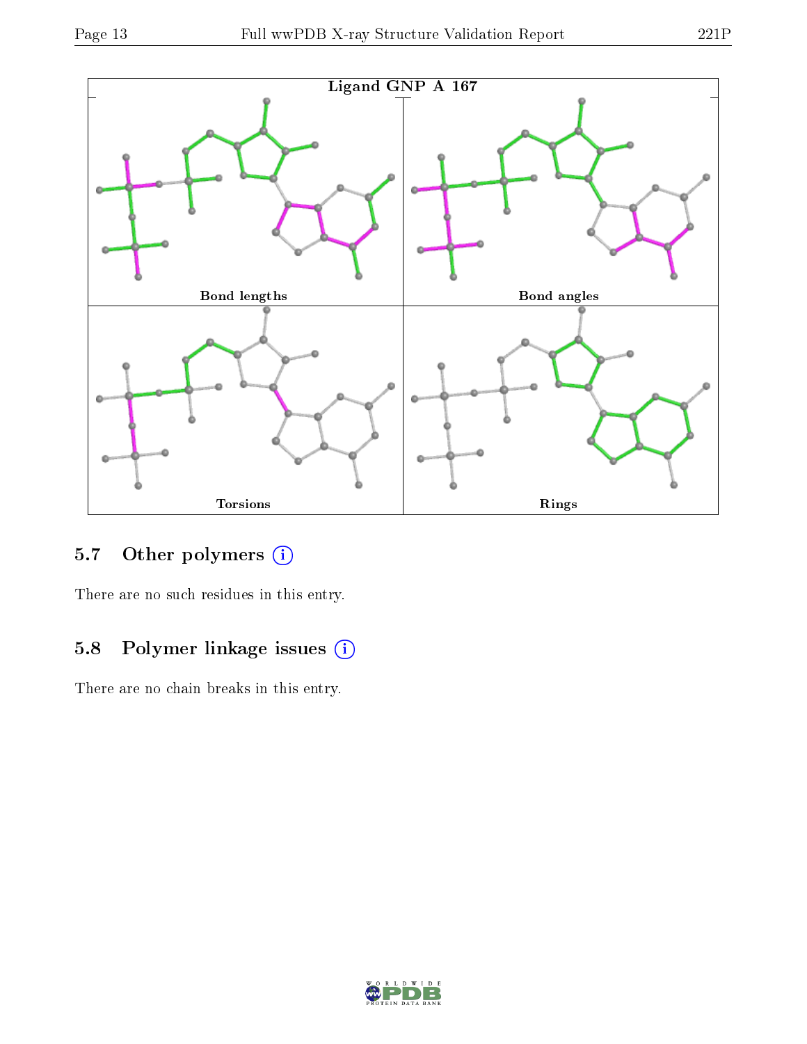Ligand GNP A 167

Bond lengths

Bond angles

Torsions

Rings

### 5.7 Other polymers

There are no such residues in this entry.

### 5.8 Polymer linkage issues

There are no chain breaks in this entry.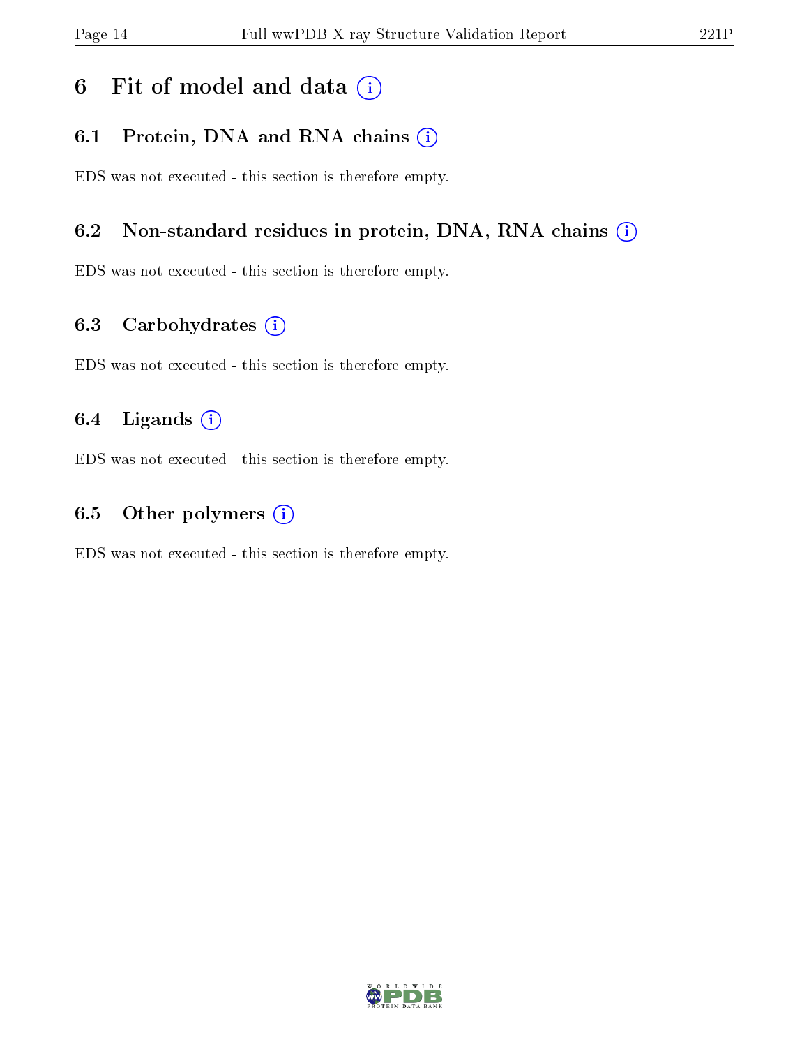# 6 Fit of model and data

## 6.1 Protein, DNA and RNA chains

EDS was not executed - this section is therefore empty.

## 6.2 Non-standard residues in protein, DNA, RNA chains

EDS was not executed - this section is therefore empty.

## 6.3 Carbohydrates

EDS was not executed - this section is therefore empty.

## 6.4 Ligands

EDS was not executed - this section is therefore empty.

## 6.5 Other polymers

EDS was not executed - this section is therefore empty.